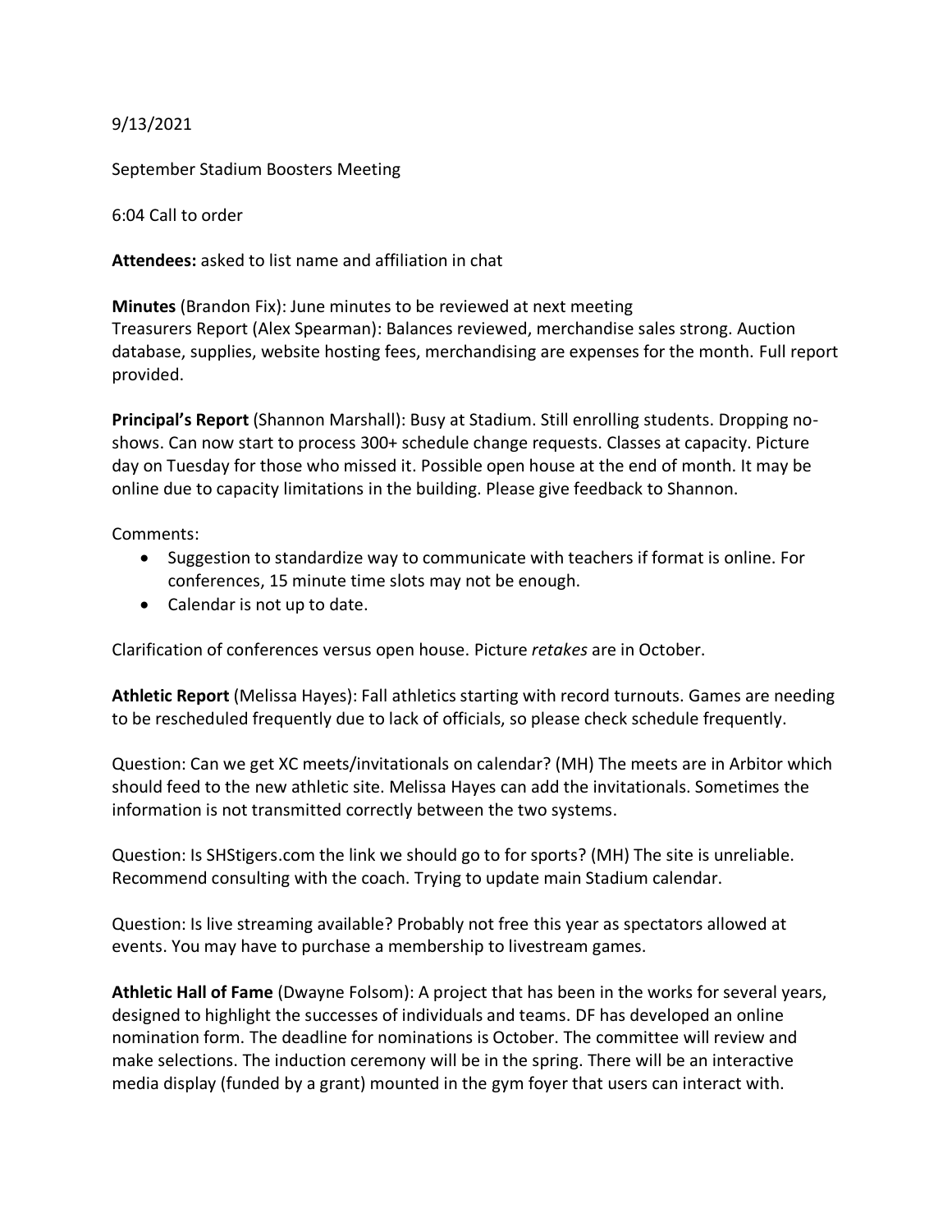9/13/2021

September Stadium Boosters Meeting

6:04 Call to order

**Attendees:** asked to list name and affiliation in chat

**Minutes** (Brandon Fix): June minutes to be reviewed at next meeting
Treasurers Report (Alex Spearman): Balances reviewed, merchandise sales strong. Auction database, supplies, website hosting fees, merchandising are expenses for the month. Full report provided.

**Principal's Report** (Shannon Marshall): Busy at Stadium. Still enrolling students. Dropping no-shows. Can now start to process 300+ schedule change requests. Classes at capacity. Picture day on Tuesday for those who missed it. Possible open house at the end of month. It may be online due to capacity limitations in the building. Please give feedback to Shannon.

Comments:

- Suggestion to standardize way to communicate with teachers if format is online. For conferences, 15 minute time slots may not be enough.
- Calendar is not up to date.

Clarification of conferences versus open house. Picture *retakes* are in October.

**Athletic Report** (Melissa Hayes): Fall athletics starting with record turnouts. Games are needing to be rescheduled frequently due to lack of officials, so please check schedule frequently.

Question: Can we get XC meets/invitationals on calendar? (MH) The meets are in Arbitor which should feed to the new athletic site. Melissa Hayes can add the invitationals. Sometimes the information is not transmitted correctly between the two systems.

Question: Is SHStigers.com the link we should go to for sports? (MH) The site is unreliable. Recommend consulting with the coach. Trying to update main Stadium calendar.

Question: Is live streaming available? Probably not free this year as spectators allowed at events. You may have to purchase a membership to livestream games.

**Athletic Hall of Fame** (Dwayne Folsom): A project that has been in the works for several years, designed to highlight the successes of individuals and teams. DF has developed an online nomination form. The deadline for nominations is October. The committee will review and make selections. The induction ceremony will be in the spring. There will be an interactive media display (funded by a grant) mounted in the gym foyer that users can interact with.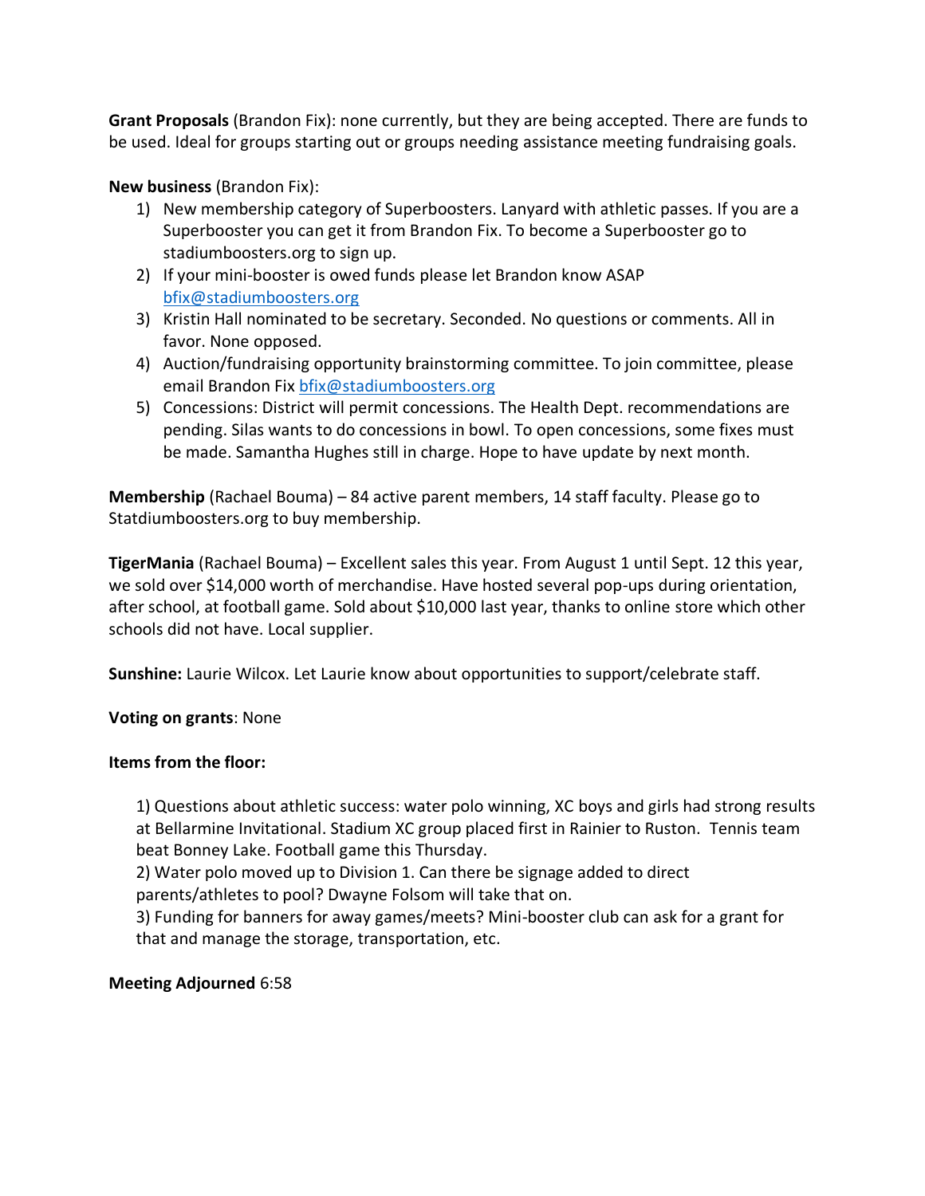**Grant Proposals** (Brandon Fix): none currently, but they are being accepted. There are funds to be used. Ideal for groups starting out or groups needing assistance meeting fundraising goals.

**New business** (Brandon Fix):

1) New membership category of Superboosters. Lanyard with athletic passes. If you are a Superbooster you can get it from Brandon Fix. To become a Superbooster go to stadiumboosters.org to sign up.
2) If your mini-booster is owed funds please let Brandon know ASAP bfix@stadiumboosters.org
3) Kristin Hall nominated to be secretary. Seconded. No questions or comments. All in favor. None opposed.
4) Auction/fundraising opportunity brainstorming committee. To join committee, please email Brandon Fix bfix@stadiumboosters.org
5) Concessions: District will permit concessions. The Health Dept. recommendations are pending. Silas wants to do concessions in bowl. To open concessions, some fixes must be made. Samantha Hughes still in charge. Hope to have update by next month.

**Membership** (Rachael Bouma) – 84 active parent members, 14 staff faculty. Please go to Statdiumboosters.org to buy membership.

**TigerMania** (Rachael Bouma) – Excellent sales this year. From August 1 until Sept. 12 this year, we sold over $14,000 worth of merchandise. Have hosted several pop-ups during orientation, after school, at football game. Sold about $10,000 last year, thanks to online store which other schools did not have. Local supplier.

**Sunshine:** Laurie Wilcox. Let Laurie know about opportunities to support/celebrate staff.

**Voting on grants**: None

**Items from the floor:**

1) Questions about athletic success: water polo winning, XC boys and girls had strong results at Bellarmine Invitational. Stadium XC group placed first in Rainier to Ruston. Tennis team beat Bonney Lake. Football game this Thursday.
2) Water polo moved up to Division 1. Can there be signage added to direct parents/athletes to pool? Dwayne Folsom will take that on.
3) Funding for banners for away games/meets? Mini-booster club can ask for a grant for that and manage the storage, transportation, etc.

**Meeting Adjourned** 6:58